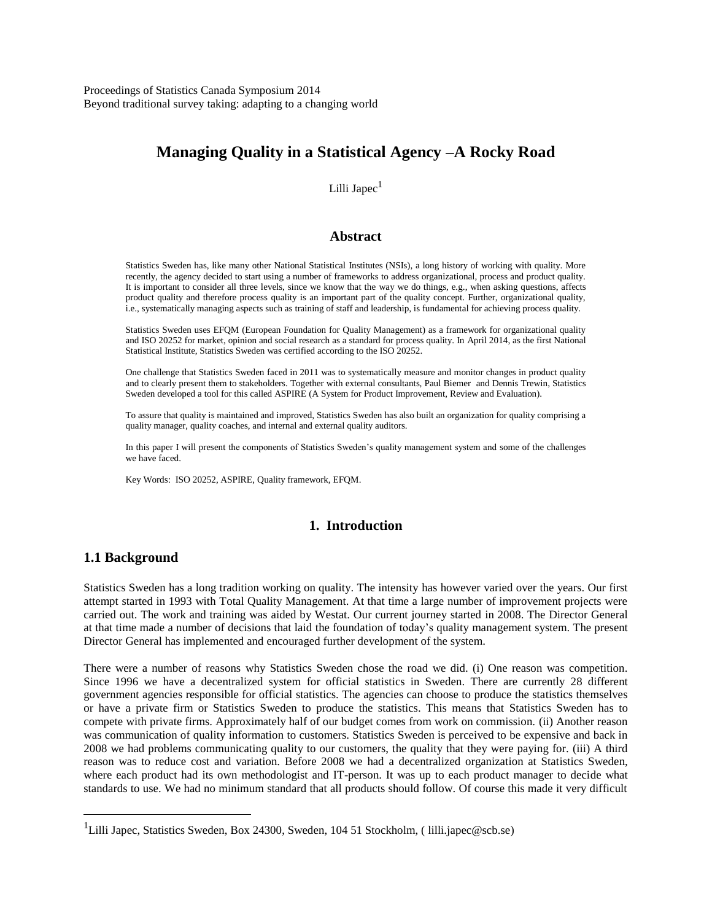Proceedings of Statistics Canada Symposium 2014
Beyond traditional survey taking: adapting to a changing world

# Managing Quality in a Statistical Agency –A Rocky Road

Lilli Japec[1]

## Abstract

Statistics Sweden has, like many other National Statistical Institutes (NSIs), a long history of working with quality. More recently, the agency decided to start using a number of frameworks to address organizational, process and product quality. It is important to consider all three levels, since we know that the way we do things, e.g., when asking questions, affects product quality and therefore process quality is an important part of the quality concept. Further, organizational quality, i.e., systematically managing aspects such as training of staff and leadership, is fundamental for achieving process quality.

Statistics Sweden uses EFQM (European Foundation for Quality Management) as a framework for organizational quality and ISO 20252 for market, opinion and social research as a standard for process quality. In April 2014, as the first National Statistical Institute, Statistics Sweden was certified according to the ISO 20252.

One challenge that Statistics Sweden faced in 2011 was to systematically measure and monitor changes in product quality and to clearly present them to stakeholders. Together with external consultants, Paul Biemer and Dennis Trewin, Statistics Sweden developed a tool for this called ASPIRE (A System for Product Improvement, Review and Evaluation).

To assure that quality is maintained and improved, Statistics Sweden has also built an organization for quality comprising a quality manager, quality coaches, and internal and external quality auditors.

In this paper I will present the components of Statistics Sweden's quality management system and some of the challenges we have faced.

Key Words: ISO 20252, ASPIRE, Quality framework, EFQM.

## 1. Introduction

### 1.1 Background

Statistics Sweden has a long tradition working on quality. The intensity has however varied over the years. Our first attempt started in 1993 with Total Quality Management. At that time a large number of improvement projects were carried out. The work and training was aided by Westat. Our current journey started in 2008. The Director General at that time made a number of decisions that laid the foundation of today's quality management system. The present Director General has implemented and encouraged further development of the system.

There were a number of reasons why Statistics Sweden chose the road we did. (i) One reason was competition. Since 1996 we have a decentralized system for official statistics in Sweden. There are currently 28 different government agencies responsible for official statistics. The agencies can choose to produce the statistics themselves or have a private firm or Statistics Sweden to produce the statistics. This means that Statistics Sweden has to compete with private firms. Approximately half of our budget comes from work on commission. (ii) Another reason was communication of quality information to customers. Statistics Sweden is perceived to be expensive and back in 2008 we had problems communicating quality to our customers, the quality that they were paying for. (iii) A third reason was to reduce cost and variation. Before 2008 we had a decentralized organization at Statistics Sweden, where each product had its own methodologist and IT-person. It was up to each product manager to decide what standards to use. We had no minimum standard that all products should follow. Of course this made it very difficult

[1]Lilli Japec, Statistics Sweden, Box 24300, Sweden, 104 51 Stockholm, ( lilli.japec@scb.se)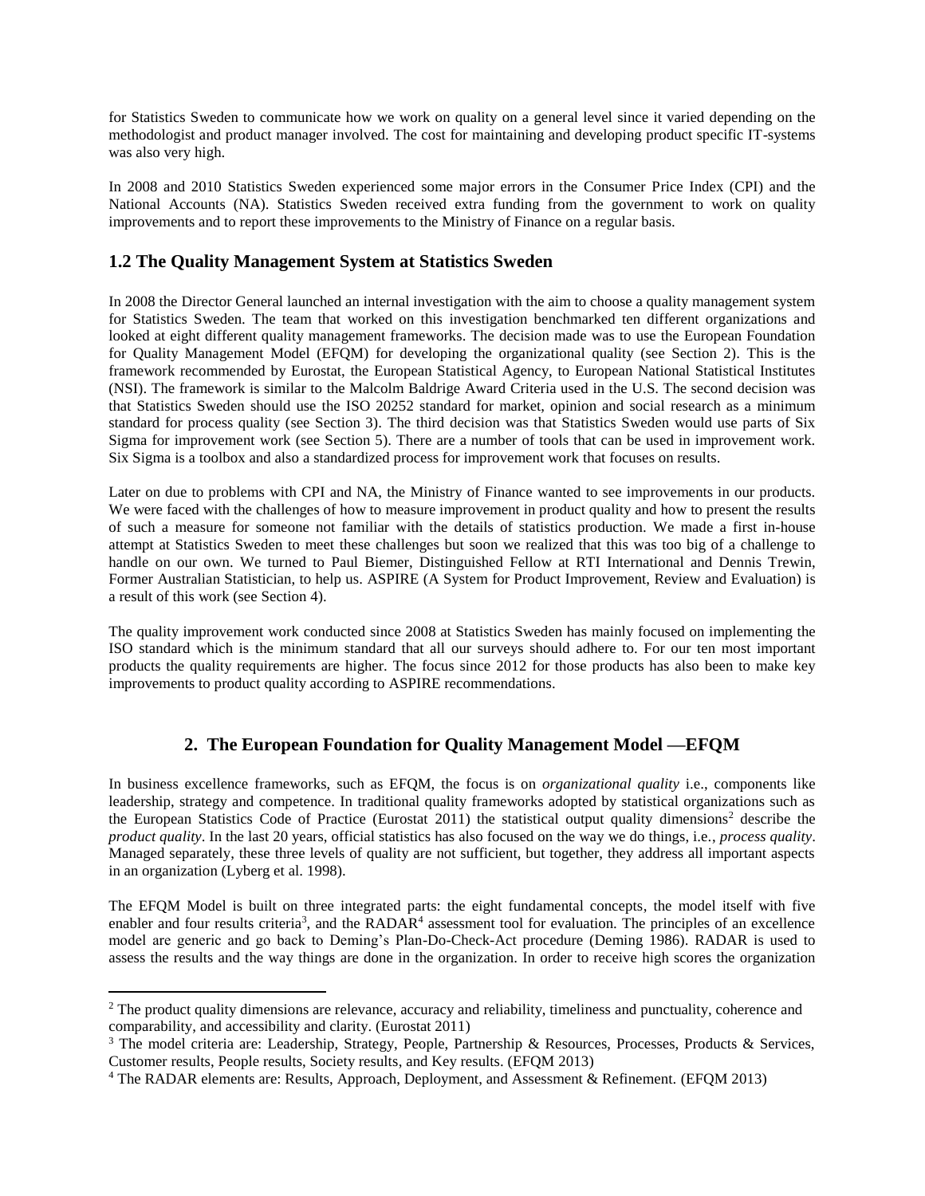for Statistics Sweden to communicate how we work on quality on a general level since it varied depending on the methodologist and product manager involved. The cost for maintaining and developing product specific IT-systems was also very high.

In 2008 and 2010 Statistics Sweden experienced some major errors in the Consumer Price Index (CPI) and the National Accounts (NA). Statistics Sweden received extra funding from the government to work on quality improvements and to report these improvements to the Ministry of Finance on a regular basis.

## 1.2 The Quality Management System at Statistics Sweden

In 2008 the Director General launched an internal investigation with the aim to choose a quality management system for Statistics Sweden. The team that worked on this investigation benchmarked ten different organizations and looked at eight different quality management frameworks. The decision made was to use the European Foundation for Quality Management Model (EFQM) for developing the organizational quality (see Section 2). This is the framework recommended by Eurostat, the European Statistical Agency, to European National Statistical Institutes (NSI). The framework is similar to the Malcolm Baldrige Award Criteria used in the U.S. The second decision was that Statistics Sweden should use the ISO 20252 standard for market, opinion and social research as a minimum standard for process quality (see Section 3). The third decision was that Statistics Sweden would use parts of Six Sigma for improvement work (see Section 5). There are a number of tools that can be used in improvement work. Six Sigma is a toolbox and also a standardized process for improvement work that focuses on results.

Later on due to problems with CPI and NA, the Ministry of Finance wanted to see improvements in our products. We were faced with the challenges of how to measure improvement in product quality and how to present the results of such a measure for someone not familiar with the details of statistics production. We made a first in-house attempt at Statistics Sweden to meet these challenges but soon we realized that this was too big of a challenge to handle on our own. We turned to Paul Biemer, Distinguished Fellow at RTI International and Dennis Trewin, Former Australian Statistician, to help us. ASPIRE (A System for Product Improvement, Review and Evaluation) is a result of this work (see Section 4).

The quality improvement work conducted since 2008 at Statistics Sweden has mainly focused on implementing the ISO standard which is the minimum standard that all our surveys should adhere to. For our ten most important products the quality requirements are higher. The focus since 2012 for those products has also been to make key improvements to product quality according to ASPIRE recommendations.

# 2. The European Foundation for Quality Management Model —EFQM

In business excellence frameworks, such as EFQM, the focus is on *organizational quality* i.e., components like leadership, strategy and competence. In traditional quality frameworks adopted by statistical organizations such as the European Statistics Code of Practice (Eurostat 2011) the statistical output quality dimensions[2] describe the *product quality*. In the last 20 years, official statistics has also focused on the way we do things, i.e., *process quality*. Managed separately, these three levels of quality are not sufficient, but together, they address all important aspects in an organization (Lyberg et al. 1998).

The EFQM Model is built on three integrated parts: the eight fundamental concepts, the model itself with five enabler and four results criteria[3], and the RADAR[4] assessment tool for evaluation. The principles of an excellence model are generic and go back to Deming's Plan-Do-Check-Act procedure (Deming 1986). RADAR is used to assess the results and the way things are done in the organization. In order to receive high scores the organization

---

[2] The product quality dimensions are relevance, accuracy and reliability, timeliness and punctuality, coherence and comparability, and accessibility and clarity. (Eurostat 2011)

[3] The model criteria are: Leadership, Strategy, People, Partnership & Resources, Processes, Products & Services, Customer results, People results, Society results, and Key results. (EFQM 2013)

[4] The RADAR elements are: Results, Approach, Deployment, and Assessment & Refinement. (EFQM 2013)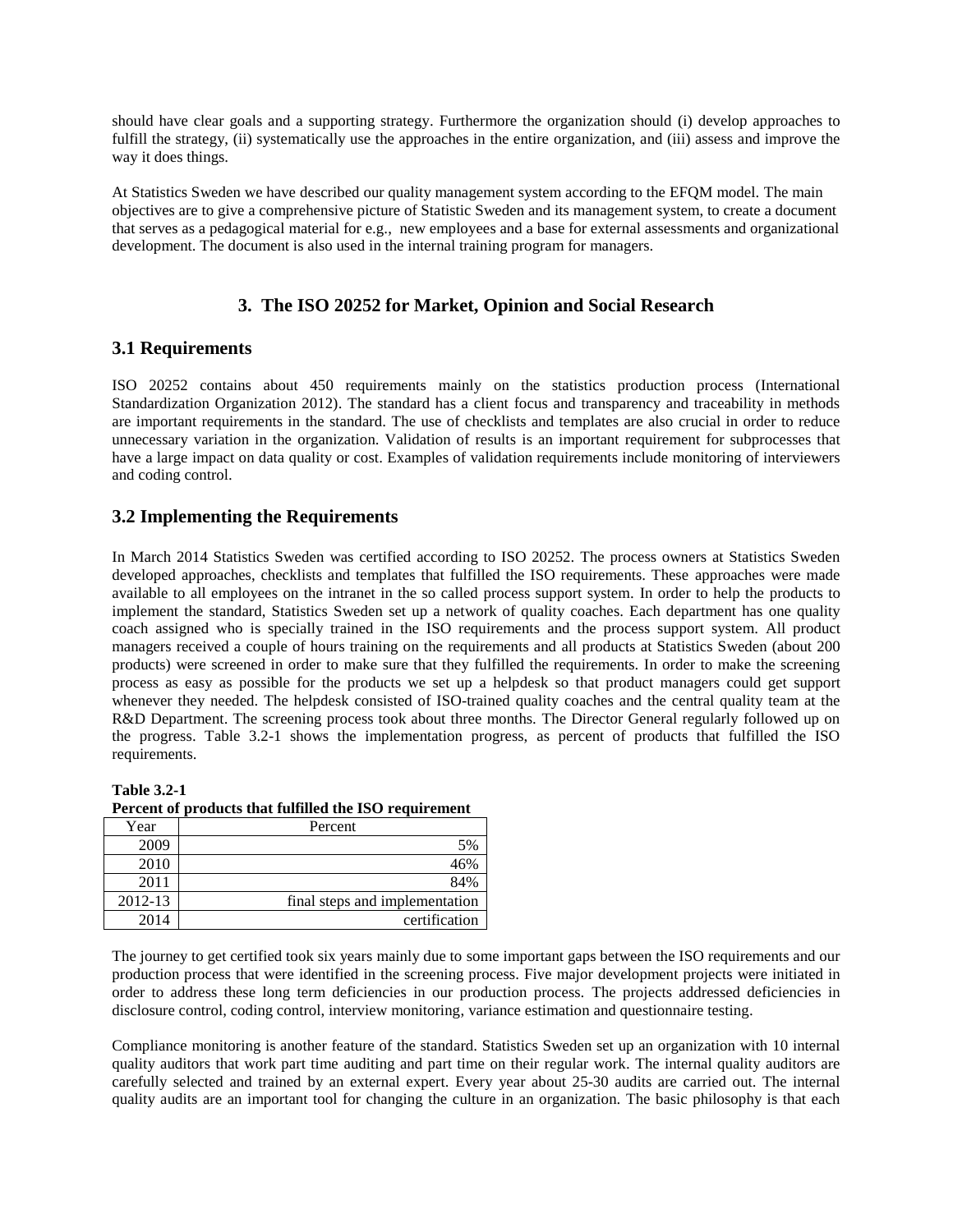should have clear goals and a supporting strategy. Furthermore the organization should (i) develop approaches to fulfill the strategy, (ii) systematically use the approaches in the entire organization, and (iii) assess and improve the way it does things.

At Statistics Sweden we have described our quality management system according to the EFQM model. The main objectives are to give a comprehensive picture of Statistic Sweden and its management system, to create a document that serves as a pedagogical material for e.g., new employees and a base for external assessments and organizational development. The document is also used in the internal training program for managers.

## 3. The ISO 20252 for Market, Opinion and Social Research

### 3.1 Requirements

ISO 20252 contains about 450 requirements mainly on the statistics production process (International Standardization Organization 2012). The standard has a client focus and transparency and traceability in methods are important requirements in the standard. The use of checklists and templates are also crucial in order to reduce unnecessary variation in the organization. Validation of results is an important requirement for subprocesses that have a large impact on data quality or cost. Examples of validation requirements include monitoring of interviewers and coding control.

### 3.2 Implementing the Requirements

In March 2014 Statistics Sweden was certified according to ISO 20252. The process owners at Statistics Sweden developed approaches, checklists and templates that fulfilled the ISO requirements. These approaches were made available to all employees on the intranet in the so called process support system. In order to help the products to implement the standard, Statistics Sweden set up a network of quality coaches. Each department has one quality coach assigned who is specially trained in the ISO requirements and the process support system. All product managers received a couple of hours training on the requirements and all products at Statistics Sweden (about 200 products) were screened in order to make sure that they fulfilled the requirements. In order to make the screening process as easy as possible for the products we set up a helpdesk so that product managers could get support whenever they needed. The helpdesk consisted of ISO-trained quality coaches and the central quality team at the R&D Department. The screening process took about three months. The Director General regularly followed up on the progress. Table 3.2-1 shows the implementation progress, as percent of products that fulfilled the ISO requirements.

**Table 3.2-1**
**Percent of products that fulfilled the ISO requirement**

| Year | Percent |
|---|---|
| 2009 | 5% |
| 2010 | 46% |
| 2011 | 84% |
| 2012-13 | final steps and implementation |
| 2014 | certification |

The journey to get certified took six years mainly due to some important gaps between the ISO requirements and our production process that were identified in the screening process. Five major development projects were initiated in order to address these long term deficiencies in our production process. The projects addressed deficiencies in disclosure control, coding control, interview monitoring, variance estimation and questionnaire testing.

Compliance monitoring is another feature of the standard. Statistics Sweden set up an organization with 10 internal quality auditors that work part time auditing and part time on their regular work. The internal quality auditors are carefully selected and trained by an external expert. Every year about 25-30 audits are carried out. The internal quality audits are an important tool for changing the culture in an organization. The basic philosophy is that each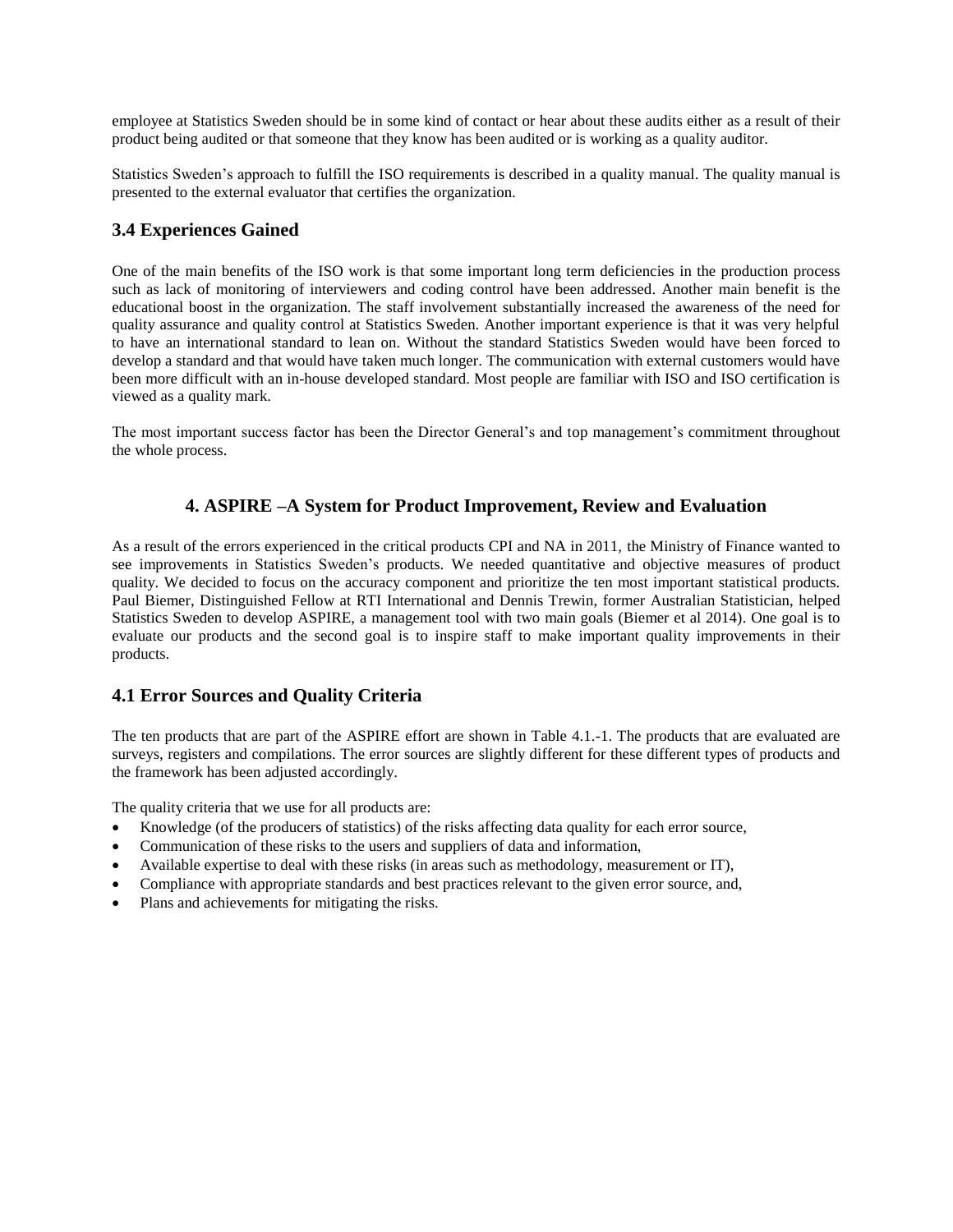employee at Statistics Sweden should be in some kind of contact or hear about these audits either as a result of their product being audited or that someone that they know has been audited or is working as a quality auditor.

Statistics Sweden's approach to fulfill the ISO requirements is described in a quality manual. The quality manual is presented to the external evaluator that certifies the organization.

### 3.4 Experiences Gained

One of the main benefits of the ISO work is that some important long term deficiencies in the production process such as lack of monitoring of interviewers and coding control have been addressed. Another main benefit is the educational boost in the organization. The staff involvement substantially increased the awareness of the need for quality assurance and quality control at Statistics Sweden. Another important experience is that it was very helpful to have an international standard to lean on. Without the standard Statistics Sweden would have been forced to develop a standard and that would have taken much longer. The communication with external customers would have been more difficult with an in-house developed standard. Most people are familiar with ISO and ISO certification is viewed as a quality mark.

The most important success factor has been the Director General's and top management's commitment throughout the whole process.

## 4. ASPIRE –A System for Product Improvement, Review and Evaluation

As a result of the errors experienced in the critical products CPI and NA in 2011, the Ministry of Finance wanted to see improvements in Statistics Sweden's products. We needed quantitative and objective measures of product quality. We decided to focus on the accuracy component and prioritize the ten most important statistical products. Paul Biemer, Distinguished Fellow at RTI International and Dennis Trewin, former Australian Statistician, helped Statistics Sweden to develop ASPIRE, a management tool with two main goals (Biemer et al 2014). One goal is to evaluate our products and the second goal is to inspire staff to make important quality improvements in their products.

### 4.1 Error Sources and Quality Criteria

The ten products that are part of the ASPIRE effort are shown in Table 4.1.-1. The products that are evaluated are surveys, registers and compilations. The error sources are slightly different for these different types of products and the framework has been adjusted accordingly.

The quality criteria that we use for all products are:

- Knowledge (of the producers of statistics) of the risks affecting data quality for each error source,
- Communication of these risks to the users and suppliers of data and information,
- Available expertise to deal with these risks (in areas such as methodology, measurement or IT),
- Compliance with appropriate standards and best practices relevant to the given error source, and,
- Plans and achievements for mitigating the risks.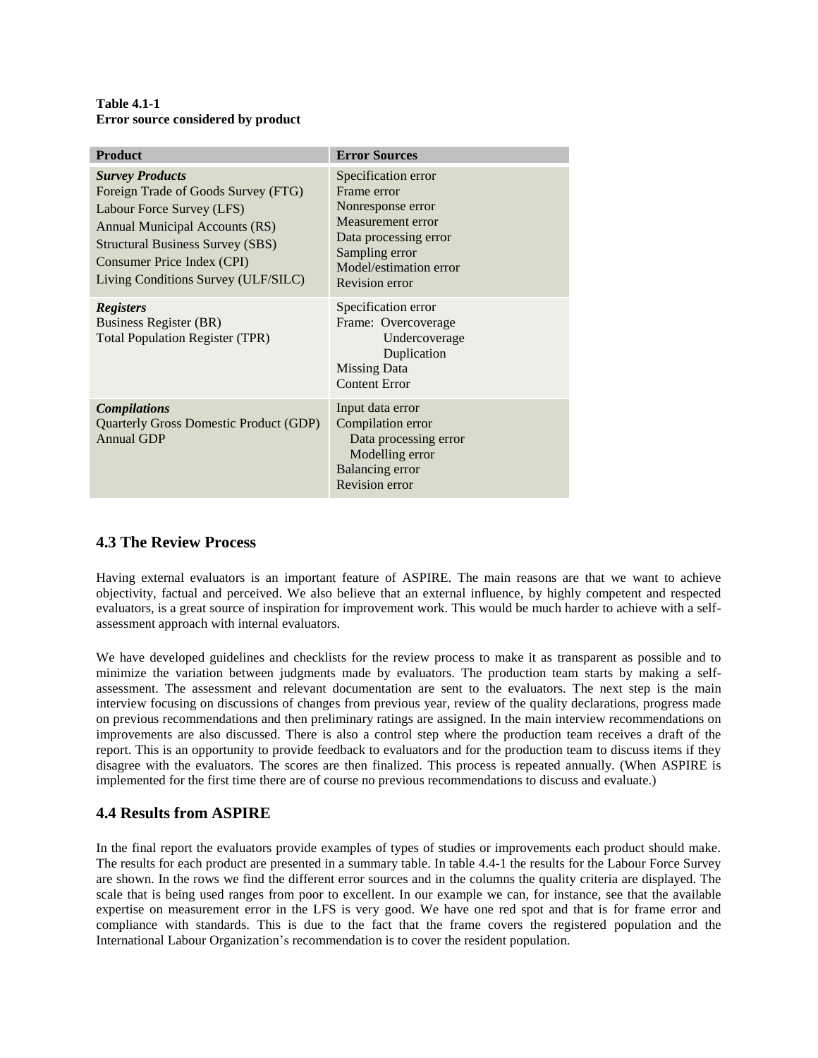**Table 4.1-1**
**Error source considered by product**

| Product | Error Sources |
|---|---|
| ***Survey Products***<br>Foreign Trade of Goods Survey (FTG)<br>Labour Force Survey (LFS)<br>Annual Municipal Accounts (RS)<br>Structural Business Survey (SBS)<br>Consumer Price Index (CPI)<br>Living Conditions Survey (ULF/SILC) | Specification error<br>Frame error<br>Nonresponse error<br>Measurement error<br>Data processing error<br>Sampling error<br>Model/estimation error<br>Revision error |
| ***Registers***<br>Business Register (BR)<br>Total Population Register (TPR) | Specification error<br>Frame: Overcoverage<br>Undercoverage<br>Duplication<br>Missing Data<br>Content Error |
| ***Compilations***<br>Quarterly Gross Domestic Product (GDP)<br>Annual GDP | Input data error<br>Compilation error<br>Data processing error<br>Modelling error<br>Balancing error<br>Revision error |

## 4.3 The Review Process

Having external evaluators is an important feature of ASPIRE. The main reasons are that we want to achieve objectivity, factual and perceived. We also believe that an external influence, by highly competent and respected evaluators, is a great source of inspiration for improvement work. This would be much harder to achieve with a self-assessment approach with internal evaluators.

We have developed guidelines and checklists for the review process to make it as transparent as possible and to minimize the variation between judgments made by evaluators. The production team starts by making a self-assessment. The assessment and relevant documentation are sent to the evaluators. The next step is the main interview focusing on discussions of changes from previous year, review of the quality declarations, progress made on previous recommendations and then preliminary ratings are assigned. In the main interview recommendations on improvements are also discussed. There is also a control step where the production team receives a draft of the report. This is an opportunity to provide feedback to evaluators and for the production team to discuss items if they disagree with the evaluators. The scores are then finalized. This process is repeated annually. (When ASPIRE is implemented for the first time there are of course no previous recommendations to discuss and evaluate.)

## 4.4 Results from ASPIRE

In the final report the evaluators provide examples of types of studies or improvements each product should make. The results for each product are presented in a summary table. In table 4.4-1 the results for the Labour Force Survey are shown. In the rows we find the different error sources and in the columns the quality criteria are displayed. The scale that is being used ranges from poor to excellent. In our example we can, for instance, see that the available expertise on measurement error in the LFS is very good. We have one red spot and that is for frame error and compliance with standards. This is due to the fact that the frame covers the registered population and the International Labour Organization's recommendation is to cover the resident population.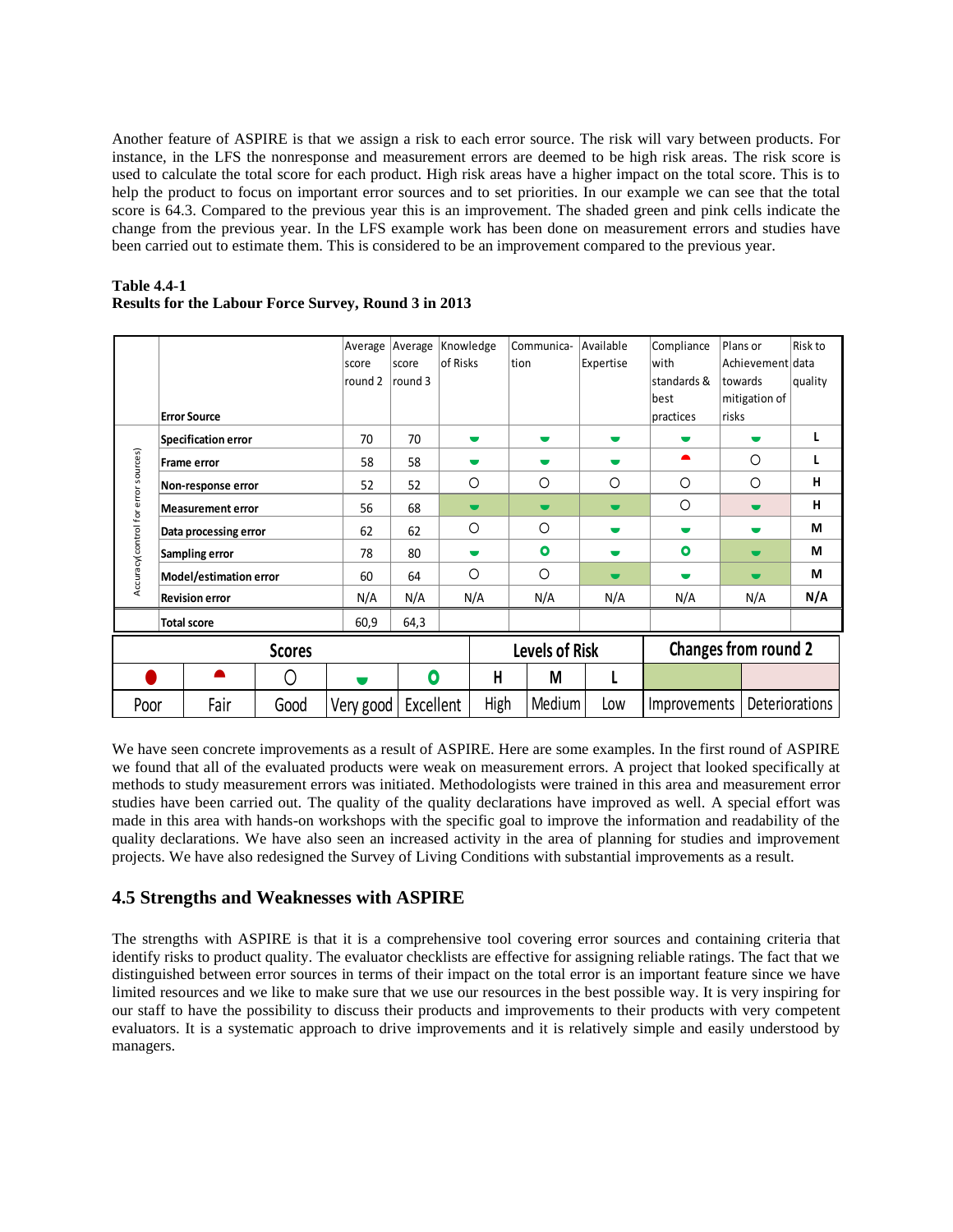Another feature of ASPIRE is that we assign a risk to each error source. The risk will vary between products. For instance, in the LFS the nonresponse and measurement errors are deemed to be high risk areas. The risk score is used to calculate the total score for each product. High risk areas have a higher impact on the total score. This is to help the product to focus on important error sources and to set priorities. In our example we can see that the total score is 64.3. Compared to the previous year this is an improvement. The shaded green and pink cells indicate the change from the previous year. In the LFS example work has been done on measurement errors and studies have been carried out to estimate them. This is considered to be an improvement compared to the previous year.

**Table 4.4-1**
**Results for the Labour Force Survey, Round 3 in 2013**

| | Error Source | Average score round 2 | Average score round 3 | Knowledge of Risks | Communica-tion | Available Expertise | Compliance with standards & best practices | Plans or Achievement towards mitigation of risks | Risk to data quality |
|---|---|---|---|---|---|---|---|---|---|
| Accuracy (control for error sources) | **Specification error** | 70 | 70 | Very good | Very good | Very good | Very good | Very good | **L** |
| | **Frame error** | 58 | 58 | Very good | Very good | Very good | Fair | Good | **L** |
| | **Non-response error** | 52 | 52 | Good | Good | Good | Good | Good | **H** |
| | **Measurement error** | 56 | 68 | Very good (improvement) | Very good (improvement) | Very good (improvement) | Good | Very good (deterioration) | **H** |
| | **Data processing error** | 62 | 62 | Good | Good | Very good | Very good | Very good | **M** |
| | **Sampling error** | 78 | 80 | Very good | Excellent | Very good | Excellent | Very good (improvement) | **M** |
| | **Model/estimation error** | 60 | 64 | Good | Good | Very good (improvement) | Very good | Very good (improvement) | **M** |
| | **Revision error** | N/A | N/A | N/A | N/A | N/A | N/A | N/A | **N/A** |
| | **Total score** | 60,9 | 64,3 | | | | | | |

| Scores | | | | | Levels of Risk | | | Changes from round 2 | |
|---|---|---|---|---|---|---|---|---|---|
| ● | ◓ | ○ | ◒ | O | H | M | L | (green) | (pink) |
| Poor | Fair | Good | Very good | Excellent | High | Medium | Low | Improvements | Deteriorations |

We have seen concrete improvements as a result of ASPIRE. Here are some examples. In the first round of ASPIRE we found that all of the evaluated products were weak on measurement errors. A project that looked specifically at methods to study measurement errors was initiated. Methodologists were trained in this area and measurement error studies have been carried out. The quality of the quality declarations have improved as well. A special effort was made in this area with hands-on workshops with the specific goal to improve the information and readability of the quality declarations. We have also seen an increased activity in the area of planning for studies and improvement projects. We have also redesigned the Survey of Living Conditions with substantial improvements as a result.

## 4.5 Strengths and Weaknesses with ASPIRE

The strengths with ASPIRE is that it is a comprehensive tool covering error sources and containing criteria that identify risks to product quality. The evaluator checklists are effective for assigning reliable ratings. The fact that we distinguished between error sources in terms of their impact on the total error is an important feature since we have limited resources and we like to make sure that we use our resources in the best possible way. It is very inspiring for our staff to have the possibility to discuss their products and improvements to their products with very competent evaluators. It is a systematic approach to drive improvements and it is relatively simple and easily understood by managers.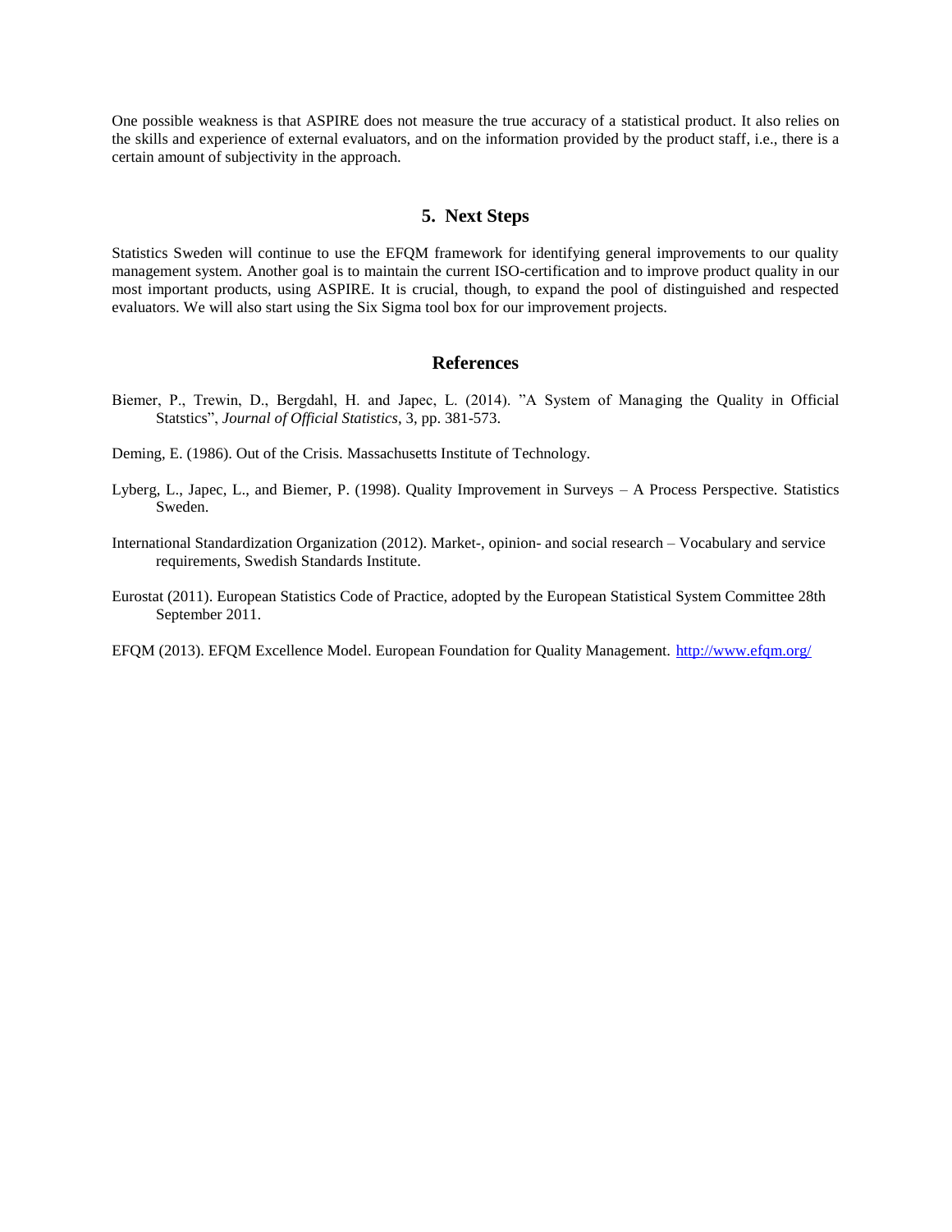One possible weakness is that ASPIRE does not measure the true accuracy of a statistical product. It also relies on the skills and experience of external evaluators, and on the information provided by the product staff, i.e., there is a certain amount of subjectivity in the approach.

## 5. Next Steps

Statistics Sweden will continue to use the EFQM framework for identifying general improvements to our quality management system. Another goal is to maintain the current ISO-certification and to improve product quality in our most important products, using ASPIRE. It is crucial, though, to expand the pool of distinguished and respected evaluators. We will also start using the Six Sigma tool box for our improvement projects.

## References

Biemer, P., Trewin, D., Bergdahl, H. and Japec, L. (2014). "A System of Managing the Quality in Official Statstics", *Journal of Official Statistics*, 3, pp. 381-573.

Deming, E. (1986). Out of the Crisis. Massachusetts Institute of Technology.

Lyberg, L., Japec, L., and Biemer, P. (1998). Quality Improvement in Surveys – A Process Perspective. Statistics Sweden.

International Standardization Organization (2012). Market-, opinion- and social research – Vocabulary and service requirements, Swedish Standards Institute.

Eurostat (2011). European Statistics Code of Practice, adopted by the European Statistical System Committee 28th September 2011.

EFQM (2013). EFQM Excellence Model. European Foundation for Quality Management. http://www.efqm.org/